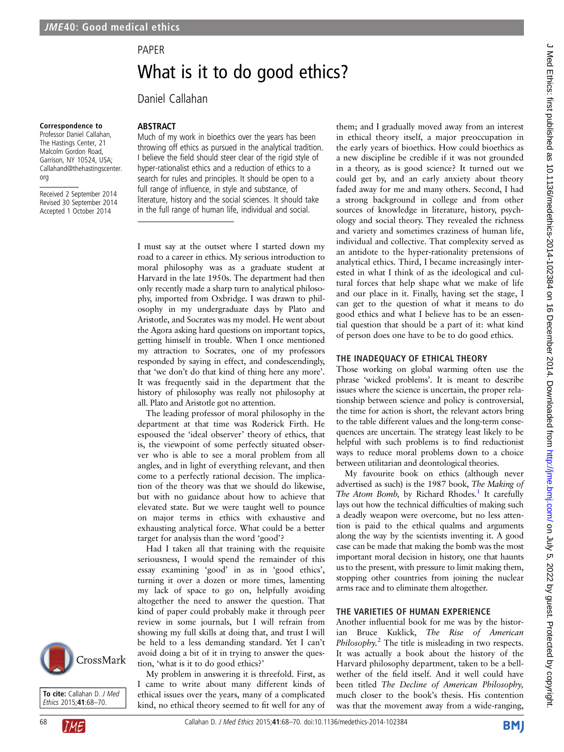PAPER

# What is it to do good ethics?

Daniel Callahan

**Correspondence to**
Professor Daniel Callahan, The Hastings Center, 21 Malcolm Gordon Road, Garrison, NY 10524, USA; Callahand@thehastingscenter.org

Received 2 September 2014
Revised 30 September 2014
Accepted 1 October 2014

**To cite:** Callahan D. *J Med Ethics* 2015;**41**:68–70.

## ABSTRACT

Much of my work in bioethics over the years has been throwing off ethics as pursued in the analytical tradition. I believe the field should steer clear of the rigid style of hyper-rationalist ethics and a reduction of ethics to a search for rules and principles. It should be open to a full range of influence, in style and substance, of literature, history and the social sciences. It should take in the full range of human life, individual and social.

I must say at the outset where I started down my road to a career in ethics. My serious introduction to moral philosophy was as a graduate student at Harvard in the late 1950s. The department had then only recently made a sharp turn to analytical philosophy, imported from Oxbridge. I was drawn to philosophy in my undergraduate days by Plato and Aristotle, and Socrates was my model. He went about the Agora asking hard questions on important topics, getting himself in trouble. When I once mentioned my attraction to Socrates, one of my professors responded by saying in effect, and condescendingly, that 'we don't do that kind of thing here any more'. It was frequently said in the department that the history of philosophy was really not philosophy at all. Plato and Aristotle got no attention.

The leading professor of moral philosophy in the department at that time was Roderick Firth. He espoused the 'ideal observer' theory of ethics, that is, the viewpoint of some perfectly situated observer who is able to see a moral problem from all angles, and in light of everything relevant, and then come to a perfectly rational decision. The implication of the theory was that we should do likewise, but with no guidance about how to achieve that elevated state. But we were taught well to pounce on major terms in ethics with exhaustive and exhausting analytical force. What could be a better target for analysis than the word 'good'?

Had I taken all that training with the requisite seriousness, I would spend the remainder of this essay examining 'good' in as in 'good ethics', turning it over a dozen or more times, lamenting my lack of space to go on, helpfully avoiding altogether the need to answer the question. That kind of paper could probably make it through peer review in some journals, but I will refrain from showing my full skills at doing that, and trust I will be held to a less demanding standard. Yet I can't avoid doing a bit of it in trying to answer the question, 'what is it to do good ethics?'

My problem in answering it is threefold. First, as I came to write about many different kinds of ethical issues over the years, many of a complicated kind, no ethical theory seemed to fit well for any of them; and I gradually moved away from an interest in ethical theory itself, a major preoccupation in the early years of bioethics. How could bioethics as a new discipline be credible if it was not grounded in a theory, as is good science? It turned out we could get by, and an early anxiety about theory faded away for me and many others. Second, I had a strong background in college and from other sources of knowledge in literature, history, psychology and social theory. They revealed the richness and variety and sometimes craziness of human life, individual and collective. That complexity served as an antidote to the hyper-rationality pretensions of analytical ethics. Third, I became increasingly interested in what I think of as the ideological and cultural forces that help shape what we make of life and our place in it. Finally, having set the stage, I can get to the question of what it means to do good ethics and what I believe has to be an essential question that should be a part of it: what kind of person does one have to be to do good ethics.

## THE INADEQUACY OF ETHICAL THEORY

Those working on global warming often use the phrase 'wicked problems'. It is meant to describe issues where the science is uncertain, the proper relationship between science and policy is controversial, the time for action is short, the relevant actors bring to the table different values and the long-term consequences are uncertain. The strategy least likely to be helpful with such problems is to find reductionist ways to reduce moral problems down to a choice between utilitarian and deontological theories.

My favourite book on ethics (although never advertised as such) is the 1987 book, *The Making of The Atom Bomb,* by Richard Rhodes.[1] It carefully lays out how the technical difficulties of making such a deadly weapon were overcome, but no less attention is paid to the ethical qualms and arguments along the way by the scientists inventing it. A good case can be made that making the bomb was the most important moral decision in history, one that haunts us to the present, with pressure to limit making them, stopping other countries from joining the nuclear arms race and to eliminate them altogether.

## THE VARIETIES OF HUMAN EXPERIENCE

Another influential book for me was by the historian Bruce Kuklick, *The Rise of American Philosophy*.[2] The title is misleading in two respects. It was actually a book about the history of the Harvard philosophy department, taken to be a bellwether of the field itself. And it well could have been titled *The Decline of American Philosophy,* much closer to the book's thesis. His contention was that the movement away from a wide-ranging,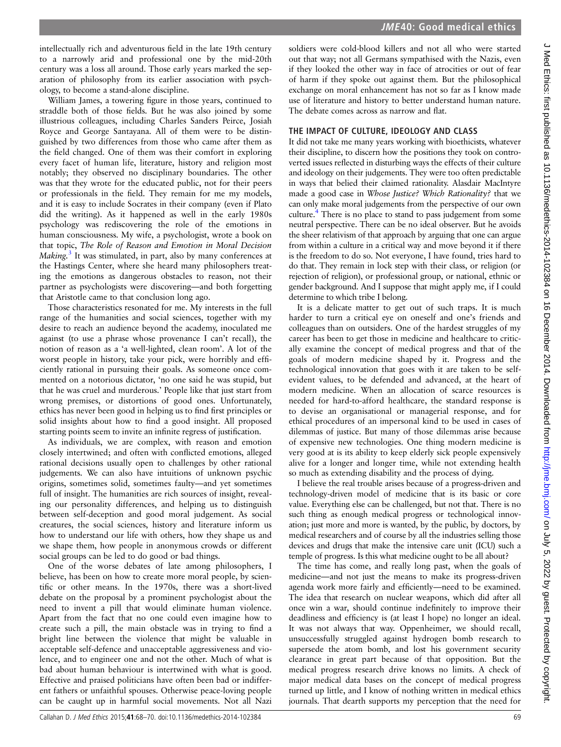intellectually rich and adventurous field in the late 19th century to a narrowly arid and professional one by the mid-20th century was a loss all around. Those early years marked the separation of philosophy from its earlier association with psychology, to become a stand-alone discipline.

William James, a towering figure in those years, continued to straddle both of those fields. But he was also joined by some illustrious colleagues, including Charles Sanders Peirce, Josiah Royce and George Santayana. All of them were to be distinguished by two differences from those who came after them as the field changed. One of them was their comfort in exploring every facet of human life, literature, history and religion most notably; they observed no disciplinary boundaries. The other was that they wrote for the educated public, not for their peers or professionals in the field. They remain for me my models, and it is easy to include Socrates in their company (even if Plato did the writing). As it happened as well in the early 1980s psychology was rediscovering the role of the emotions in human consciousness. My wife, a psychologist, wrote a book on that topic, *The Role of Reason and Emotion in Moral Decision Making*.[3] It was stimulated, in part, also by many conferences at the Hastings Center, where she heard many philosophers treating the emotions as dangerous obstacles to reason, not their partner as psychologists were discovering—and both forgetting that Aristotle came to that conclusion long ago.

Those characteristics resonated for me. My interests in the full range of the humanities and social sciences, together with my desire to reach an audience beyond the academy, inoculated me against (to use a phrase whose provenance I can't recall), the notion of reason as a 'a well-lighted, clean room'. A lot of the worst people in history, take your pick, were horribly and efficiently rational in pursuing their goals. As someone once commented on a notorious dictator, 'no one said he was stupid, but that he was cruel and murderous.' People like that just start from wrong premises, or distortions of good ones. Unfortunately, ethics has never been good in helping us to find first principles or solid insights about how to find a good insight. All proposed starting points seem to invite an infinite regress of justification.

As individuals, we are complex, with reason and emotion closely intertwined; and often with conflicted emotions, alleged rational decisions usually open to challenges by other rational judgements. We can also have intuitions of unknown psychic origins, sometimes solid, sometimes faulty—and yet sometimes full of insight. The humanities are rich sources of insight, revealing our personality differences, and helping us to distinguish between self-deception and good moral judgement. As social creatures, the social sciences, history and literature inform us how to understand our life with others, how they shape us and we shape them, how people in anonymous crowds or different social groups can be led to do good or bad things.

One of the worse debates of late among philosophers, I believe, has been on how to create more moral people, by scientific or other means. In the 1970s, there was a short-lived debate on the proposal by a prominent psychologist about the need to invent a pill that would eliminate human violence. Apart from the fact that no one could even imagine how to create such a pill, the main obstacle was in trying to find a bright line between the violence that might be valuable in acceptable self-defence and unacceptable aggressiveness and violence, and to engineer one and not the other. Much of what is bad about human behaviour is intertwined with what is good. Effective and praised politicians have often been bad or indifferent fathers or unfaithful spouses. Otherwise peace-loving people can be caught up in harmful social movements. Not all Nazi soldiers were cold-blood killers and not all who were started out that way; not all Germans sympathised with the Nazis, even if they looked the other way in face of atrocities or out of fear of harm if they spoke out against them. But the philosophical exchange on moral enhancement has not so far as I know made use of literature and history to better understand human nature. The debate comes across as narrow and flat.

## THE IMPACT OF CULTURE, IDEOLOGY AND CLASS

It did not take me many years working with bioethicists, whatever their discipline, to discern how the positions they took on controverted issues reflected in disturbing ways the effects of their culture and ideology on their judgements. They were too often predictable in ways that belied their claimed rationality. Alasdair MacIntyre made a good case in *Whose Justice? Which Rationality?* that we can only make moral judgements from the perspective of our own culture.[4] There is no place to stand to pass judgement from some neutral perspective. There can be no ideal observer. But he avoids the sheer relativism of that approach by arguing that one can argue from within a culture in a critical way and move beyond it if there is the freedom to do so. Not everyone, I have found, tries hard to do that. They remain in lock step with their class, or religion (or rejection of religion), or professional group, or national, ethnic or gender background. And I suppose that might apply me, if I could determine to which tribe I belong.

It is a delicate matter to get out of such traps. It is much harder to turn a critical eye on oneself and one's friends and colleagues than on outsiders. One of the hardest struggles of my career has been to get those in medicine and healthcare to critically examine the concept of medical progress and that of the goals of modern medicine shaped by it. Progress and the technological innovation that goes with it are taken to be self-evident values, to be defended and advanced, at the heart of modern medicine. When an allocation of scarce resources is needed for hard-to-afford healthcare, the standard response is to devise an organisational or managerial response, and for ethical procedures of an impersonal kind to be used in cases of dilemmas of justice. But many of those dilemmas arise because of expensive new technologies. One thing modern medicine is very good at is its ability to keep elderly sick people expensively alive for a longer and longer time, while not extending health so much as extending disability and the process of dying.

I believe the real trouble arises because of a progress-driven and technology-driven model of medicine that is its basic or core value. Everything else can be challenged, but not that. There is no such thing as enough medical progress or technological innovation; just more and more is wanted, by the public, by doctors, by medical researchers and of course by all the industries selling those devices and drugs that make the intensive care unit (ICU) such a temple of progress. Is this what medicine ought to be all about?

The time has come, and really long past, when the goals of medicine—and not just the means to make its progress-driven agenda work more fairly and efficiently—need to be examined. The idea that research on nuclear weapons, which did after all once win a war, should continue indefinitely to improve their deadliness and efficiency is (at least I hope) no longer an ideal. It was not always that way. Oppenheimer, we should recall, unsuccessfully struggled against hydrogen bomb research to supersede the atom bomb, and lost his government security clearance in great part because of that opposition. But the medical progress research drive knows no limits. A check of major medical data bases on the concept of medical progress turned up little, and I know of nothing written in medical ethics journals. That dearth supports my perception that the need for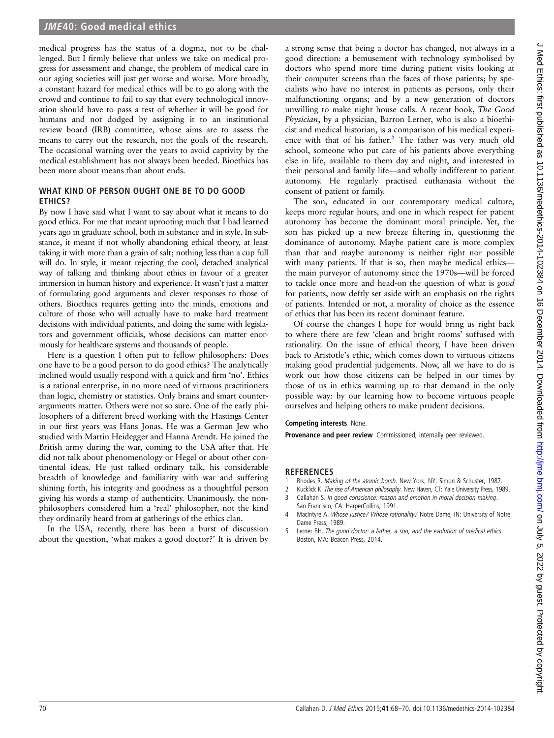medical progress has the status of a dogma, not to be challenged. But I firmly believe that unless we take on medical progress for assessment and change, the problem of medical care in our aging societies will just get worse and worse. More broadly, a constant hazard for medical ethics will be to go along with the crowd and continue to fail to say that every technological innovation should have to pass a test of whether it will be good for humans and not dodged by assigning it to an institutional review board (IRB) committee, whose aims are to assess the means to carry out the research, not the goals of the research. The occasional warning over the years to avoid captivity by the medical establishment has not always been heeded. Bioethics has been more about means than about ends.

## WHAT KIND OF PERSON OUGHT ONE BE TO DO GOOD ETHICS?

By now I have said what I want to say about what it means to do good ethics. For me that meant uprooting much that I had learned years ago in graduate school, both in substance and in style. In substance, it meant if not wholly abandoning ethical theory, at least taking it with more than a grain of salt; nothing less than a cup full will do. In style, it meant rejecting the cool, detached analytical way of talking and thinking about ethics in favour of a greater immersion in human history and experience. It wasn't just a matter of formulating good arguments and clever responses to those of others. Bioethics requires getting into the minds, emotions and culture of those who will actually have to make hard treatment decisions with individual patients, and doing the same with legislators and government officials, whose decisions can matter enormously for healthcare systems and thousands of people.

Here is a question I often put to fellow philosophers: Does one have to be a good person to do good ethics? The analytically inclined would usually respond with a quick and firm 'no'. Ethics is a rational enterprise, in no more need of virtuous practitioners than logic, chemistry or statistics. Only brains and smart counterarguments matter. Others were not so sure. One of the early philosophers of a different breed working with the Hastings Center in our first years was Hans Jonas. He was a German Jew who studied with Martin Heidegger and Hanna Arendt. He joined the British army during the war, coming to the USA after that. He did not talk about phenomenology or Hegel or about other continental ideas. He just talked ordinary talk, his considerable breadth of knowledge and familiarity with war and suffering shining forth, his integrity and goodness as a thoughtful person giving his words a stamp of authenticity. Unanimously, the non-philosophers considered him a 'real' philosopher, not the kind they ordinarily heard from at gatherings of the ethics clan.

In the USA, recently, there has been a burst of discussion about the question, 'what makes a good doctor?' It is driven by a strong sense that being a doctor has changed, not always in a good direction: a bemusement with technology symbolised by doctors who spend more time during patient visits looking at their computer screens than the faces of those patients; by specialists who have no interest in patients as persons, only their malfunctioning organs; and by a new generation of doctors unwilling to make night house calls. A recent book, *The Good Physician*, by a physician, Barron Lerner, who is also a bioethicist and medical historian, is a comparison of his medical experience with that of his father.[5] The father was very much old school, someone who put care of his patients above everything else in life, available to them day and night, and interested in their personal and family life—and wholly indifferent to patient autonomy. He regularly practised euthanasia without the consent of patient or family.

The son, educated in our contemporary medical culture, keeps more regular hours, and one in which respect for patient autonomy has become the dominant moral principle. Yet, the son has picked up a new breeze filtering in, questioning the dominance of autonomy. Maybe patient care is more complex than that and maybe autonomy is neither right nor possible with many patients. If that is so, then maybe medical ethics—the main purveyor of autonomy since the 1970s—will be forced to tackle once more and head-on the question of what is *good* for patients, now deftly set aside with an emphasis on the rights of patients. Intended or not, a morality of choice as the essence of ethics that has been its recent dominant feature.

Of course the changes I hope for would bring us right back to where there are few 'clean and bright rooms' suffused with rationality. On the issue of ethical theory, I have been driven back to Aristotle's ethic, which comes down to virtuous citizens making good prudential judgements. Now, all we have to do is work out how those citizens can be helped in our times by those of us in ethics warming up to that demand in the only possible way: by our learning how to become virtuous people ourselves and helping others to make prudent decisions.

**Competing interests** None.

**Provenance and peer review** Commissioned; internally peer reviewed.

## REFERENCES

1. Rhodes R. *Making of the atomic bomb*. New York, NY: Simon & Schuster, 1987.
2. Kucklick K. *The rise of American philosophy*. New Haven, CT: Yale University Press, 1989.
3. Callahan S. *In good conscience: reason and emotion in moral decision making*. San Francisco, CA: HarperCollins, 1991.
4. MacIntyre A. *Whose justice? Whose rationality?* Notre Dame, IN: University of Notre Dame Press, 1989.
5. Lerner BH. *The good doctor: a father, a son, and the evolution of medical ethics*. Boston, MA: Beacon Press, 2014.